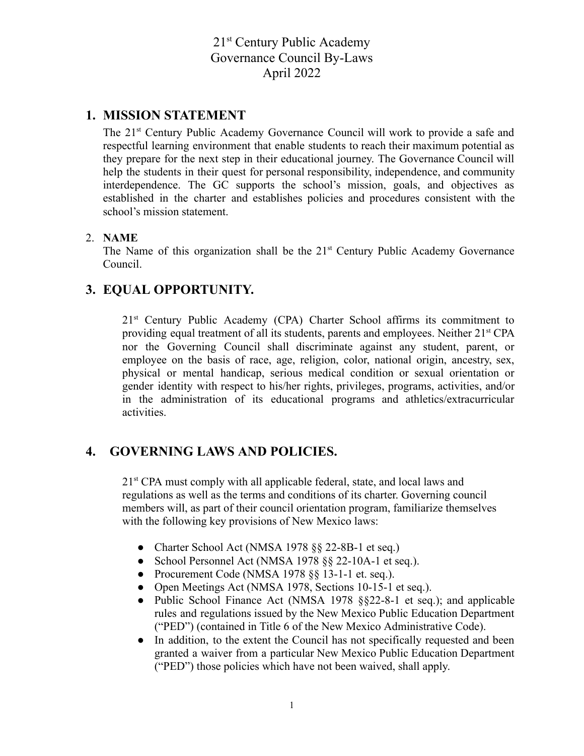# 21st Century Public Academy Governance Council By-Laws April 2022

## 1. MISSION STATEMENT

The 21st Century Public Academy Governance Council will work to provide a safe and respectful learning environment that enable students to reach their maximum potential as they prepare for the next step in their educational journey. The Governance Council will help the students in their quest for personal responsibility, independence, and community interdependence. The GC supports the school's mission, goals, and objectives as established in the charter and establishes policies and procedures consistent with the school's mission statement.

## 2. NAME

The Name of this organization shall be the 21st Century Public Academy Governance Council.

## 3. EQUAL OPPORTUNITY.

21st Century Public Academy (CPA) Charter School affirms its commitment to providing equal treatment of all its students, parents and employees. Neither 21st CPA nor the Governing Council shall discriminate against any student, parent, or employee on the basis of race, age, religion, color, national origin, ancestry, sex, physical or mental handicap, serious medical condition or sexual orientation or gender identity with respect to his/her rights, privileges, programs, activities, and/or in the administration of its educational programs and athletics/extracurricular activities.

## 4. GOVERNING LAWS AND POLICIES.

21st CPA must comply with all applicable federal, state, and local laws and regulations as well as the terms and conditions of its charter. Governing council members will, as part of their council orientation program, familiarize themselves with the following key provisions of New Mexico laws:

- Charter School Act (NMSA 1978 §§ 22-8B-1 et seq.)
- School Personnel Act (NMSA 1978 §§ 22-10A-1 et seq.).
- Procurement Code (NMSA 1978 §§ 13-1-1 et. seq.).
- Open Meetings Act (NMSA 1978, Sections 10-15-1 et seq.).
- Public School Finance Act (NMSA 1978 §§22-8-1 et seq.); and applicable rules and regulations issued by the New Mexico Public Education Department ("PED") (contained in Title 6 of the New Mexico Administrative Code).
- In addition, to the extent the Council has not specifically requested and been granted a waiver from a particular New Mexico Public Education Department ("PED") those policies which have not been waived, shall apply.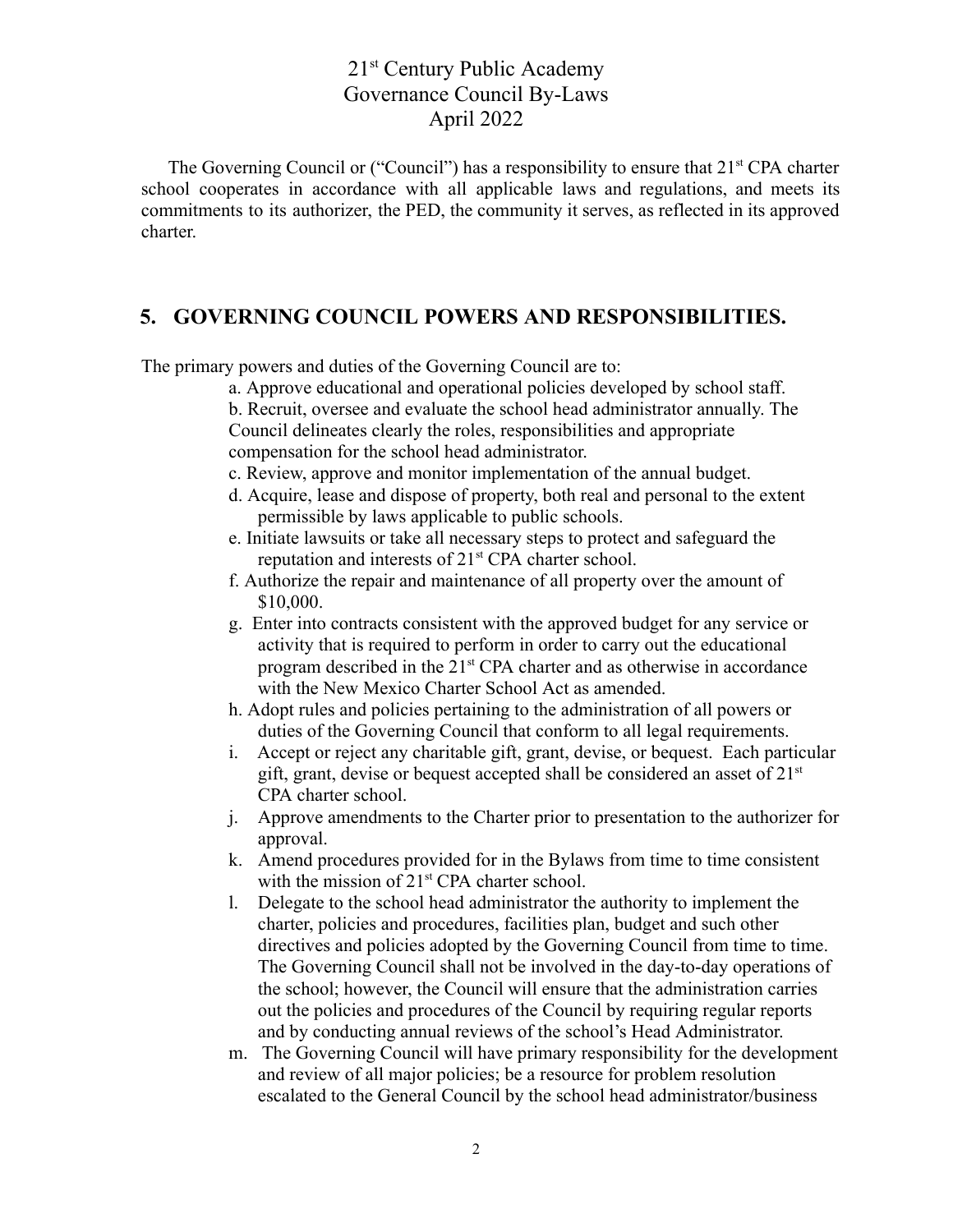21st Century Public Academy
Governance Council By-Laws
April 2022

The Governing Council or ("Council") has a responsibility to ensure that 21st CPA charter school cooperates in accordance with all applicable laws and regulations, and meets its commitments to its authorizer, the PED, the community it serves, as reflected in its approved charter.

## 5. GOVERNING COUNCIL POWERS AND RESPONSIBILITIES.

The primary powers and duties of the Governing Council are to:

a. Approve educational and operational policies developed by school staff.

b. Recruit, oversee and evaluate the school head administrator annually. The Council delineates clearly the roles, responsibilities and appropriate compensation for the school head administrator.

c. Review, approve and monitor implementation of the annual budget.

d. Acquire, lease and dispose of property, both real and personal to the extent permissible by laws applicable to public schools.

e. Initiate lawsuits or take all necessary steps to protect and safeguard the reputation and interests of 21st CPA charter school.

f. Authorize the repair and maintenance of all property over the amount of $10,000.

g. Enter into contracts consistent with the approved budget for any service or activity that is required to perform in order to carry out the educational program described in the 21st CPA charter and as otherwise in accordance with the New Mexico Charter School Act as amended.

h. Adopt rules and policies pertaining to the administration of all powers or duties of the Governing Council that conform to all legal requirements.

i. Accept or reject any charitable gift, grant, devise, or bequest. Each particular gift, grant, devise or bequest accepted shall be considered an asset of 21st CPA charter school.

j. Approve amendments to the Charter prior to presentation to the authorizer for approval.

k. Amend procedures provided for in the Bylaws from time to time consistent with the mission of 21st CPA charter school.

l. Delegate to the school head administrator the authority to implement the charter, policies and procedures, facilities plan, budget and such other directives and policies adopted by the Governing Council from time to time. The Governing Council shall not be involved in the day-to-day operations of the school; however, the Council will ensure that the administration carries out the policies and procedures of the Council by requiring regular reports and by conducting annual reviews of the school's Head Administrator.

m. The Governing Council will have primary responsibility for the development and review of all major policies; be a resource for problem resolution escalated to the General Council by the school head administrator/business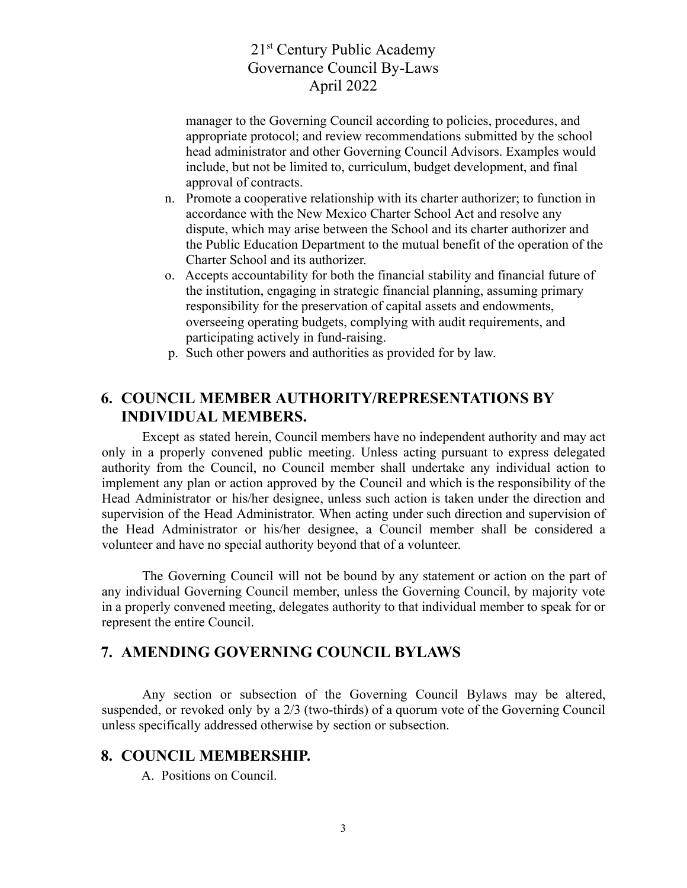manager to the Governing Council according to policies, procedures, and appropriate protocol; and review recommendations submitted by the school head administrator and other Governing Council Advisors. Examples would include, but not be limited to, curriculum, budget development, and final approval of contracts.

n. Promote a cooperative relationship with its charter authorizer; to function in accordance with the New Mexico Charter School Act and resolve any dispute, which may arise between the School and its charter authorizer and the Public Education Department to the mutual benefit of the operation of the Charter School and its authorizer.

o. Accepts accountability for both the financial stability and financial future of the institution, engaging in strategic financial planning, assuming primary responsibility for the preservation of capital assets and endowments, overseeing operating budgets, complying with audit requirements, and participating actively in fund-raising.

p. Such other powers and authorities as provided for by law.

## 6. COUNCIL MEMBER AUTHORITY/REPRESENTATIONS BY INDIVIDUAL MEMBERS.

Except as stated herein, Council members have no independent authority and may act only in a properly convened public meeting. Unless acting pursuant to express delegated authority from the Council, no Council member shall undertake any individual action to implement any plan or action approved by the Council and which is the responsibility of the Head Administrator or his/her designee, unless such action is taken under the direction and supervision of the Head Administrator. When acting under such direction and supervision of the Head Administrator or his/her designee, a Council member shall be considered a volunteer and have no special authority beyond that of a volunteer.

The Governing Council will not be bound by any statement or action on the part of any individual Governing Council member, unless the Governing Council, by majority vote in a properly convened meeting, delegates authority to that individual member to speak for or represent the entire Council.

## 7. AMENDING GOVERNING COUNCIL BYLAWS

Any section or subsection of the Governing Council Bylaws may be altered, suspended, or revoked only by a 2/3 (two-thirds) of a quorum vote of the Governing Council unless specifically addressed otherwise by section or subsection.

## 8. COUNCIL MEMBERSHIP.

A. Positions on Council.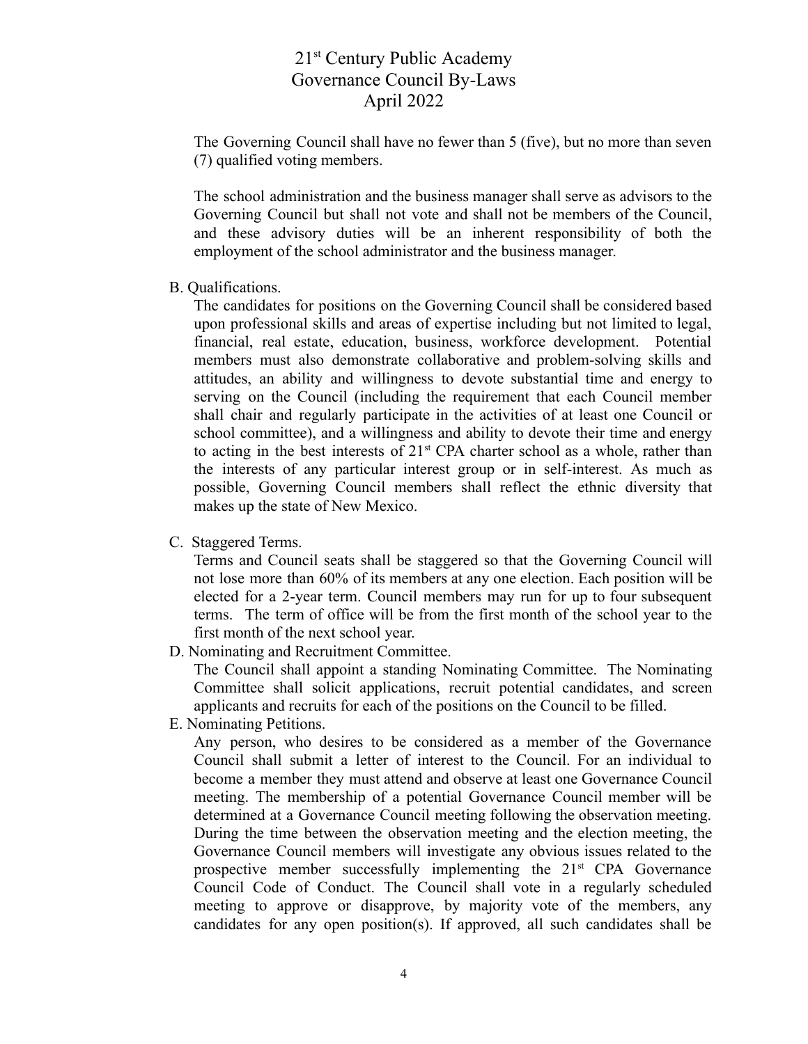The Governing Council shall have no fewer than 5 (five), but no more than seven (7) qualified voting members.

The school administration and the business manager shall serve as advisors to the Governing Council but shall not vote and shall not be members of the Council, and these advisory duties will be an inherent responsibility of both the employment of the school administrator and the business manager.

B. Qualifications.

The candidates for positions on the Governing Council shall be considered based upon professional skills and areas of expertise including but not limited to legal, financial, real estate, education, business, workforce development. Potential members must also demonstrate collaborative and problem-solving skills and attitudes, an ability and willingness to devote substantial time and energy to serving on the Council (including the requirement that each Council member shall chair and regularly participate in the activities of at least one Council or school committee), and a willingness and ability to devote their time and energy to acting in the best interests of 21st CPA charter school as a whole, rather than the interests of any particular interest group or in self-interest. As much as possible, Governing Council members shall reflect the ethnic diversity that makes up the state of New Mexico.

C. Staggered Terms.

Terms and Council seats shall be staggered so that the Governing Council will not lose more than 60% of its members at any one election. Each position will be elected for a 2-year term. Council members may run for up to four subsequent terms. The term of office will be from the first month of the school year to the first month of the next school year.

D. Nominating and Recruitment Committee.

The Council shall appoint a standing Nominating Committee. The Nominating Committee shall solicit applications, recruit potential candidates, and screen applicants and recruits for each of the positions on the Council to be filled.

E. Nominating Petitions.

Any person, who desires to be considered as a member of the Governance Council shall submit a letter of interest to the Council. For an individual to become a member they must attend and observe at least one Governance Council meeting. The membership of a potential Governance Council member will be determined at a Governance Council meeting following the observation meeting. During the time between the observation meeting and the election meeting, the Governance Council members will investigate any obvious issues related to the prospective member successfully implementing the 21st CPA Governance Council Code of Conduct. The Council shall vote in a regularly scheduled meeting to approve or disapprove, by majority vote of the members, any candidates for any open position(s). If approved, all such candidates shall be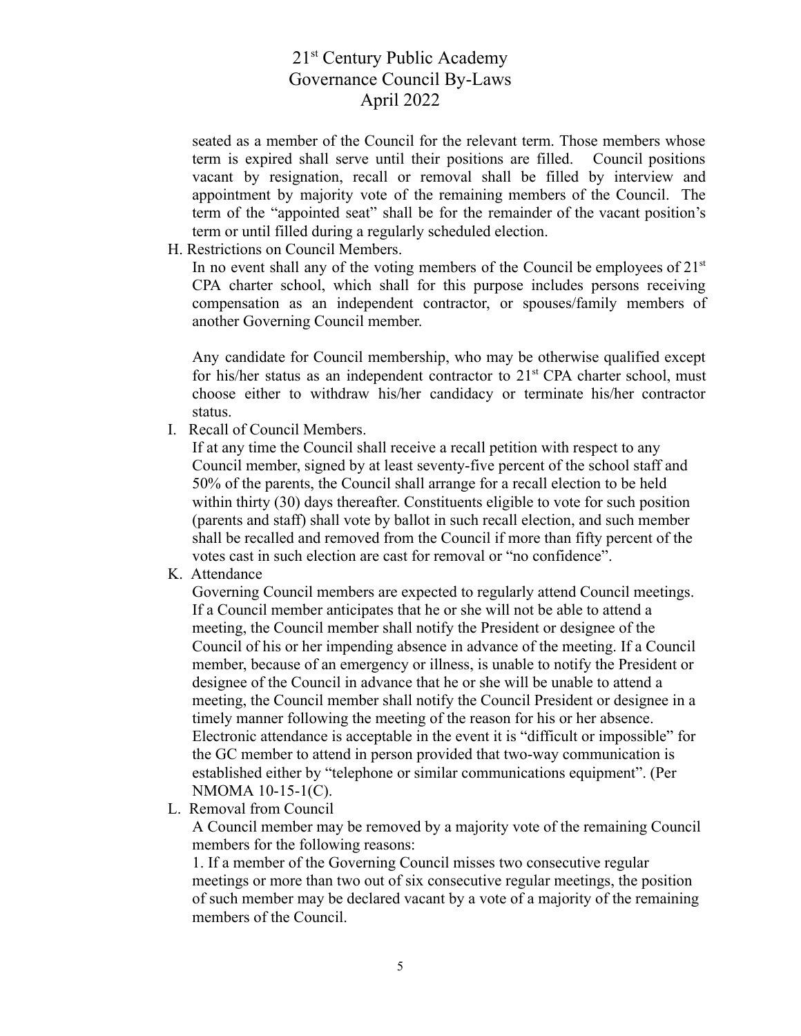seated as a member of the Council for the relevant term. Those members whose term is expired shall serve until their positions are filled. Council positions vacant by resignation, recall or removal shall be filled by interview and appointment by majority vote of the remaining members of the Council. The term of the "appointed seat" shall be for the remainder of the vacant position's term or until filled during a regularly scheduled election.

H. Restrictions on Council Members.

In no event shall any of the voting members of the Council be employees of 21st CPA charter school, which shall for this purpose includes persons receiving compensation as an independent contractor, or spouses/family members of another Governing Council member.

Any candidate for Council membership, who may be otherwise qualified except for his/her status as an independent contractor to 21st CPA charter school, must choose either to withdraw his/her candidacy or terminate his/her contractor status.

I. Recall of Council Members.

If at any time the Council shall receive a recall petition with respect to any Council member, signed by at least seventy-five percent of the school staff and 50% of the parents, the Council shall arrange for a recall election to be held within thirty (30) days thereafter. Constituents eligible to vote for such position (parents and staff) shall vote by ballot in such recall election, and such member shall be recalled and removed from the Council if more than fifty percent of the votes cast in such election are cast for removal or "no confidence".

K. Attendance

Governing Council members are expected to regularly attend Council meetings. If a Council member anticipates that he or she will not be able to attend a meeting, the Council member shall notify the President or designee of the Council of his or her impending absence in advance of the meeting. If a Council member, because of an emergency or illness, is unable to notify the President or designee of the Council in advance that he or she will be unable to attend a meeting, the Council member shall notify the Council President or designee in a timely manner following the meeting of the reason for his or her absence. Electronic attendance is acceptable in the event it is "difficult or impossible" for the GC member to attend in person provided that two-way communication is established either by "telephone or similar communications equipment". (Per NMOMA 10-15-1(C).

L. Removal from Council

A Council member may be removed by a majority vote of the remaining Council members for the following reasons:

1. If a member of the Governing Council misses two consecutive regular meetings or more than two out of six consecutive regular meetings, the position of such member may be declared vacant by a vote of a majority of the remaining members of the Council.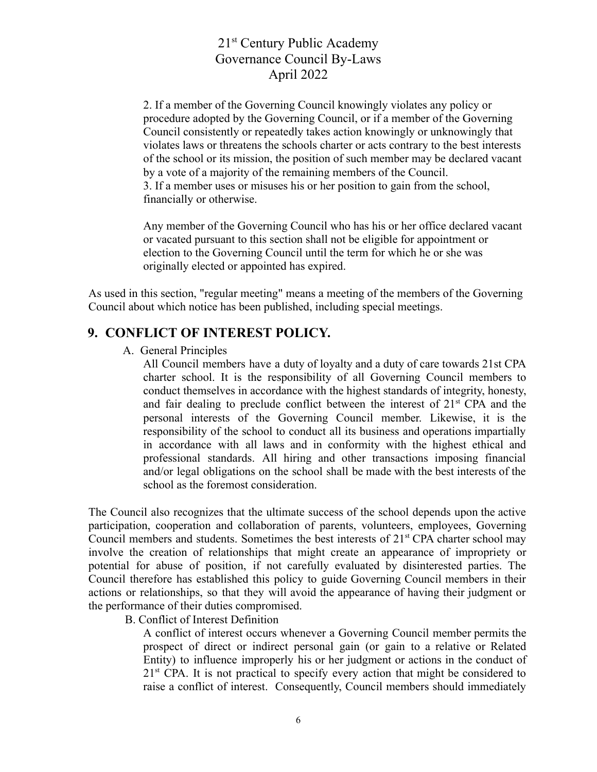2. If a member of the Governing Council knowingly violates any policy or procedure adopted by the Governing Council, or if a member of the Governing Council consistently or repeatedly takes action knowingly or unknowingly that violates laws or threatens the schools charter or acts contrary to the best interests of the school or its mission, the position of such member may be declared vacant by a vote of a majority of the remaining members of the Council.
3. If a member uses or misuses his or her position to gain from the school, financially or otherwise.

Any member of the Governing Council who has his or her office declared vacant or vacated pursuant to this section shall not be eligible for appointment or election to the Governing Council until the term for which he or she was originally elected or appointed has expired.

As used in this section, "regular meeting" means a meeting of the members of the Governing Council about which notice has been published, including special meetings.

## 9. CONFLICT OF INTEREST POLICY.

A. General Principles

All Council members have a duty of loyalty and a duty of care towards 21st CPA charter school. It is the responsibility of all Governing Council members to conduct themselves in accordance with the highest standards of integrity, honesty, and fair dealing to preclude conflict between the interest of 21st CPA and the personal interests of the Governing Council member. Likewise, it is the responsibility of the school to conduct all its business and operations impartially in accordance with all laws and in conformity with the highest ethical and professional standards. All hiring and other transactions imposing financial and/or legal obligations on the school shall be made with the best interests of the school as the foremost consideration.

The Council also recognizes that the ultimate success of the school depends upon the active participation, cooperation and collaboration of parents, volunteers, employees, Governing Council members and students. Sometimes the best interests of 21st CPA charter school may involve the creation of relationships that might create an appearance of impropriety or potential for abuse of position, if not carefully evaluated by disinterested parties. The Council therefore has established this policy to guide Governing Council members in their actions or relationships, so that they will avoid the appearance of having their judgment or the performance of their duties compromised.

B. Conflict of Interest Definition

A conflict of interest occurs whenever a Governing Council member permits the prospect of direct or indirect personal gain (or gain to a relative or Related Entity) to influence improperly his or her judgment or actions in the conduct of 21st CPA. It is not practical to specify every action that might be considered to raise a conflict of interest. Consequently, Council members should immediately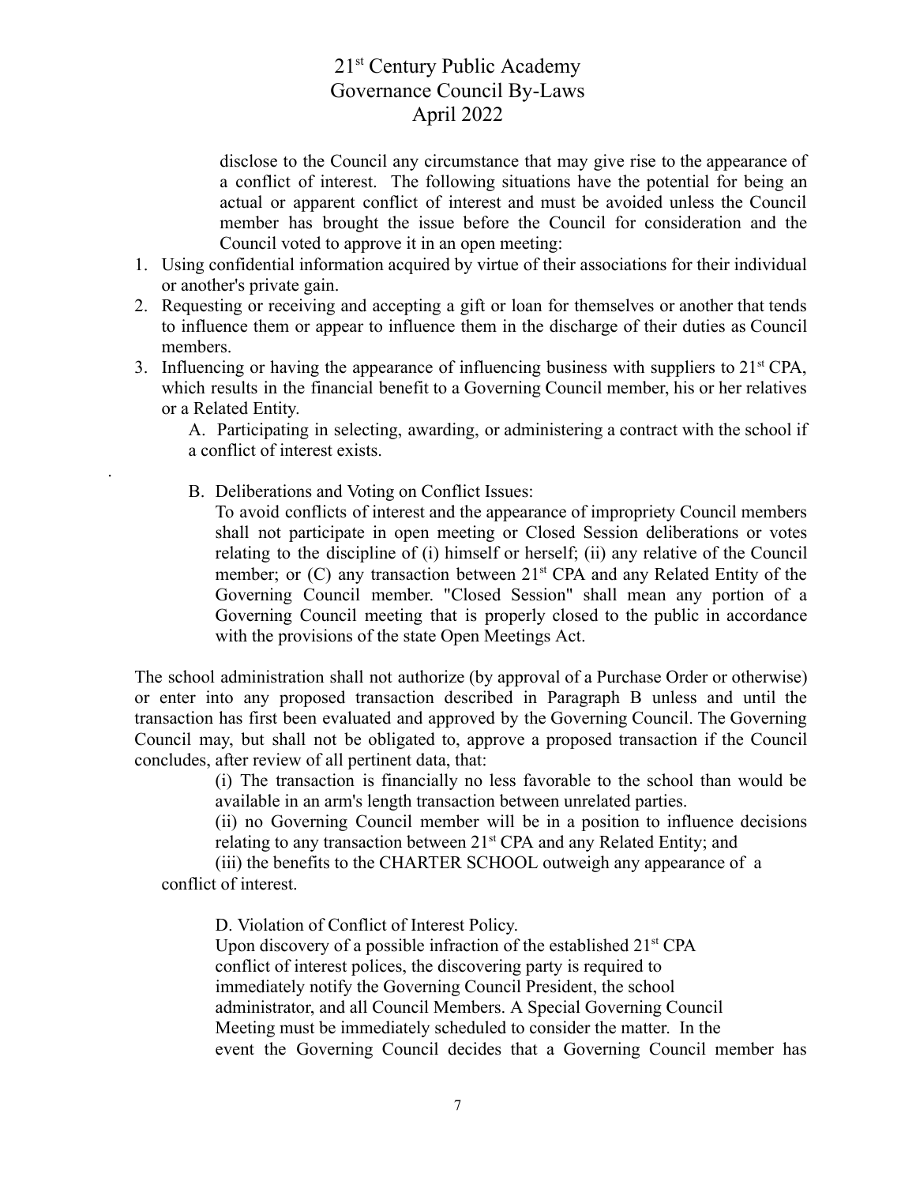disclose to the Council any circumstance that may give rise to the appearance of a conflict of interest. The following situations have the potential for being an actual or apparent conflict of interest and must be avoided unless the Council member has brought the issue before the Council for consideration and the Council voted to approve it in an open meeting:

1. Using confidential information acquired by virtue of their associations for their individual or another's private gain.
2. Requesting or receiving and accepting a gift or loan for themselves or another that tends to influence them or appear to influence them in the discharge of their duties as Council members.
3. Influencing or having the appearance of influencing business with suppliers to 21st CPA, which results in the financial benefit to a Governing Council member, his or her relatives or a Related Entity.

   A. Participating in selecting, awarding, or administering a contract with the school if a conflict of interest exists.

   B. Deliberations and Voting on Conflict Issues:
   To avoid conflicts of interest and the appearance of impropriety Council members shall not participate in open meeting or Closed Session deliberations or votes relating to the discipline of (i) himself or herself; (ii) any relative of the Council member; or (C) any transaction between 21st CPA and any Related Entity of the Governing Council member. "Closed Session" shall mean any portion of a Governing Council meeting that is properly closed to the public in accordance with the provisions of the state Open Meetings Act.

The school administration shall not authorize (by approval of a Purchase Order or otherwise) or enter into any proposed transaction described in Paragraph B unless and until the transaction has first been evaluated and approved by the Governing Council. The Governing Council may, but shall not be obligated to, approve a proposed transaction if the Council concludes, after review of all pertinent data, that:

(i) The transaction is financially no less favorable to the school than would be available in an arm's length transaction between unrelated parties.

(ii) no Governing Council member will be in a position to influence decisions relating to any transaction between 21st CPA and any Related Entity; and

(iii) the benefits to the CHARTER SCHOOL outweigh any appearance of a conflict of interest.

D. Violation of Conflict of Interest Policy.
Upon discovery of a possible infraction of the established 21st CPA conflict of interest polices, the discovering party is required to immediately notify the Governing Council President, the school administrator, and all Council Members. A Special Governing Council Meeting must be immediately scheduled to consider the matter. In the event the Governing Council decides that a Governing Council member has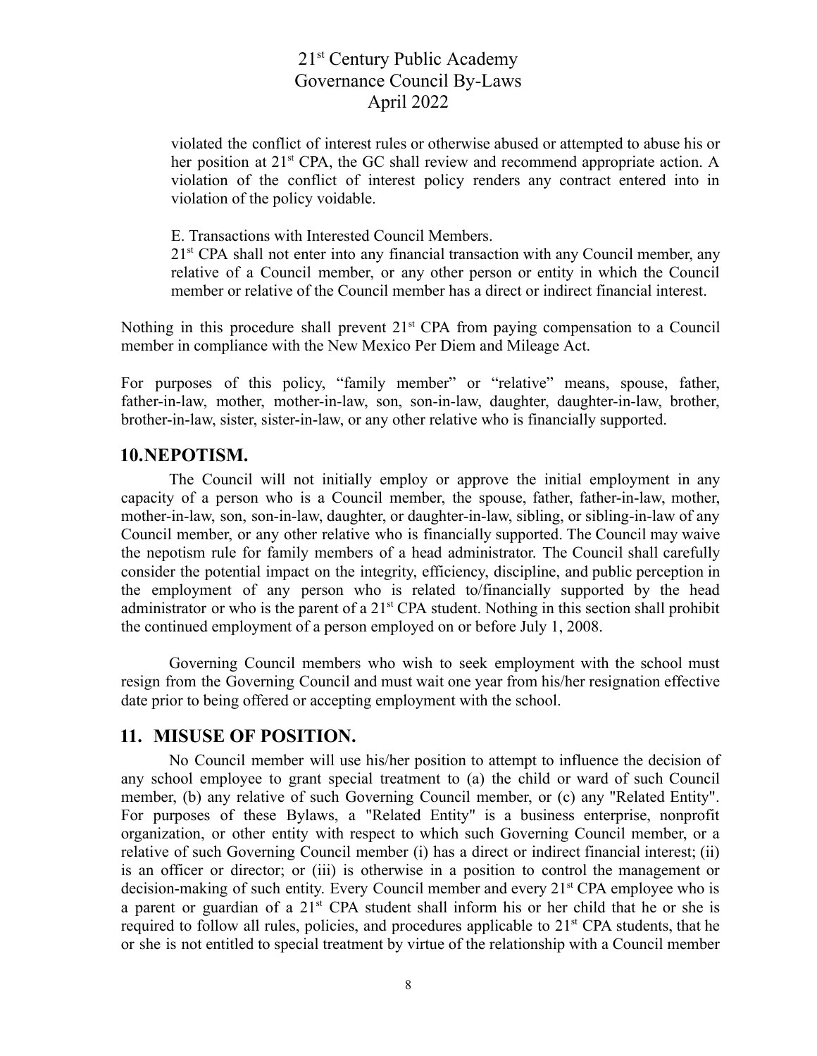violated the conflict of interest rules or otherwise abused or attempted to abuse his or her position at 21st CPA, the GC shall review and recommend appropriate action. A violation of the conflict of interest policy renders any contract entered into in violation of the policy voidable.

E. Transactions with Interested Council Members.
21st CPA shall not enter into any financial transaction with any Council member, any relative of a Council member, or any other person or entity in which the Council member or relative of the Council member has a direct or indirect financial interest.

Nothing in this procedure shall prevent 21st CPA from paying compensation to a Council member in compliance with the New Mexico Per Diem and Mileage Act.

For purposes of this policy, "family member" or "relative" means, spouse, father, father-in-law, mother, mother-in-law, son, son-in-law, daughter, daughter-in-law, brother, brother-in-law, sister, sister-in-law, or any other relative who is financially supported.

## 10. NEPOTISM.

The Council will not initially employ or approve the initial employment in any capacity of a person who is a Council member, the spouse, father, father-in-law, mother, mother-in-law, son, son-in-law, daughter, or daughter-in-law, sibling, or sibling-in-law of any Council member, or any other relative who is financially supported. The Council may waive the nepotism rule for family members of a head administrator. The Council shall carefully consider the potential impact on the integrity, efficiency, discipline, and public perception in the employment of any person who is related to/financially supported by the head administrator or who is the parent of a 21st CPA student. Nothing in this section shall prohibit the continued employment of a person employed on or before July 1, 2008.

Governing Council members who wish to seek employment with the school must resign from the Governing Council and must wait one year from his/her resignation effective date prior to being offered or accepting employment with the school.

## 11. MISUSE OF POSITION.

No Council member will use his/her position to attempt to influence the decision of any school employee to grant special treatment to (a) the child or ward of such Council member, (b) any relative of such Governing Council member, or (c) any "Related Entity". For purposes of these Bylaws, a "Related Entity" is a business enterprise, nonprofit organization, or other entity with respect to which such Governing Council member, or a relative of such Governing Council member (i) has a direct or indirect financial interest; (ii) is an officer or director; or (iii) is otherwise in a position to control the management or decision-making of such entity. Every Council member and every 21st CPA employee who is a parent or guardian of a 21st CPA student shall inform his or her child that he or she is required to follow all rules, policies, and procedures applicable to 21st CPA students, that he or she is not entitled to special treatment by virtue of the relationship with a Council member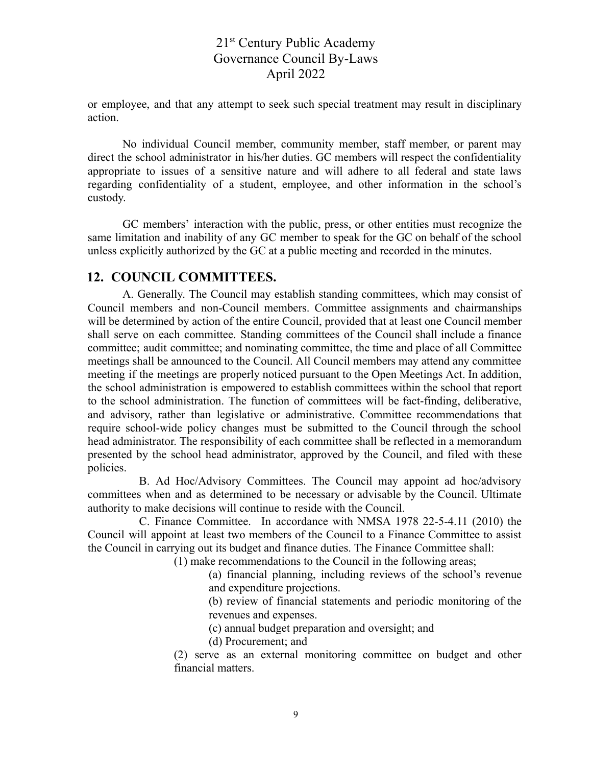or employee, and that any attempt to seek such special treatment may result in disciplinary action.

No individual Council member, community member, staff member, or parent may direct the school administrator in his/her duties. GC members will respect the confidentiality appropriate to issues of a sensitive nature and will adhere to all federal and state laws regarding confidentiality of a student, employee, and other information in the school's custody.

GC members' interaction with the public, press, or other entities must recognize the same limitation and inability of any GC member to speak for the GC on behalf of the school unless explicitly authorized by the GC at a public meeting and recorded in the minutes.

## 12. COUNCIL COMMITTEES.

A. Generally. The Council may establish standing committees, which may consist of Council members and non-Council members. Committee assignments and chairmanships will be determined by action of the entire Council, provided that at least one Council member shall serve on each committee. Standing committees of the Council shall include a finance committee; audit committee; and nominating committee, the time and place of all Committee meetings shall be announced to the Council. All Council members may attend any committee meeting if the meetings are properly noticed pursuant to the Open Meetings Act. In addition, the school administration is empowered to establish committees within the school that report to the school administration. The function of committees will be fact-finding, deliberative, and advisory, rather than legislative or administrative. Committee recommendations that require school-wide policy changes must be submitted to the Council through the school head administrator. The responsibility of each committee shall be reflected in a memorandum presented by the school head administrator, approved by the Council, and filed with these policies.

B. Ad Hoc/Advisory Committees. The Council may appoint ad hoc/advisory committees when and as determined to be necessary or advisable by the Council. Ultimate authority to make decisions will continue to reside with the Council.

C. Finance Committee. In accordance with NMSA 1978 22-5-4.11 (2010) the Council will appoint at least two members of the Council to a Finance Committee to assist the Council in carrying out its budget and finance duties. The Finance Committee shall:

(1) make recommendations to the Council in the following areas;

(a) financial planning, including reviews of the school's revenue and expenditure projections.

(b) review of financial statements and periodic monitoring of the revenues and expenses.

(c) annual budget preparation and oversight; and

(d) Procurement; and

(2) serve as an external monitoring committee on budget and other financial matters.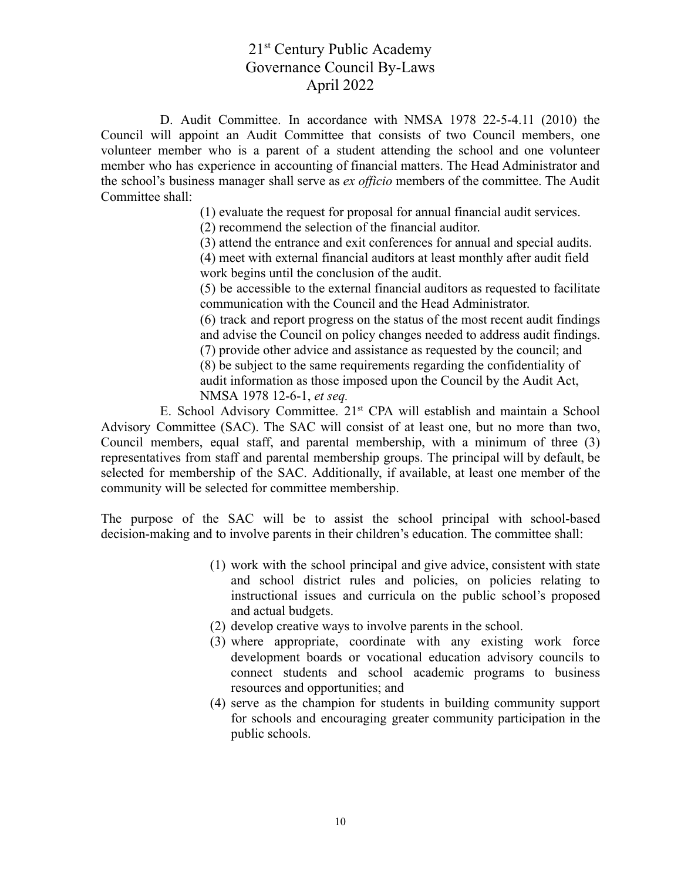D. Audit Committee. In accordance with NMSA 1978 22-5-4.11 (2010) the Council will appoint an Audit Committee that consists of two Council members, one volunteer member who is a parent of a student attending the school and one volunteer member who has experience in accounting of financial matters. The Head Administrator and the school's business manager shall serve as *ex officio* members of the committee. The Audit Committee shall:

(1) evaluate the request for proposal for annual financial audit services.
(2) recommend the selection of the financial auditor.
(3) attend the entrance and exit conferences for annual and special audits.
(4) meet with external financial auditors at least monthly after audit field work begins until the conclusion of the audit.
(5) be accessible to the external financial auditors as requested to facilitate communication with the Council and the Head Administrator.
(6) track and report progress on the status of the most recent audit findings and advise the Council on policy changes needed to address audit findings.
(7) provide other advice and assistance as requested by the council; and
(8) be subject to the same requirements regarding the confidentiality of audit information as those imposed upon the Council by the Audit Act, NMSA 1978 12-6-1, *et seq.*

E. School Advisory Committee. 21st CPA will establish and maintain a School Advisory Committee (SAC). The SAC will consist of at least one, but no more than two, Council members, equal staff, and parental membership, with a minimum of three (3) representatives from staff and parental membership groups. The principal will by default, be selected for membership of the SAC. Additionally, if available, at least one member of the community will be selected for committee membership.

The purpose of the SAC will be to assist the school principal with school-based decision-making and to involve parents in their children's education. The committee shall:

(1) work with the school principal and give advice, consistent with state and school district rules and policies, on policies relating to instructional issues and curricula on the public school's proposed and actual budgets.
(2) develop creative ways to involve parents in the school.
(3) where appropriate, coordinate with any existing work force development boards or vocational education advisory councils to connect students and school academic programs to business resources and opportunities; and
(4) serve as the champion for students in building community support for schools and encouraging greater community participation in the public schools.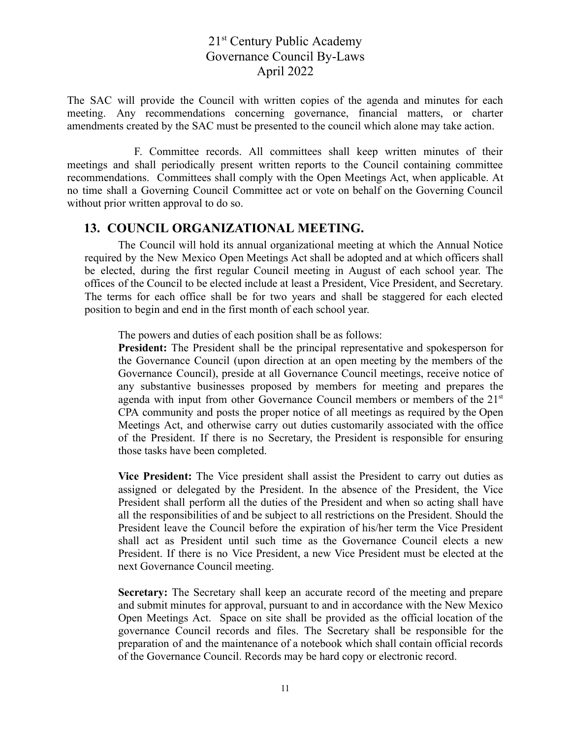The SAC will provide the Council with written copies of the agenda and minutes for each meeting. Any recommendations concerning governance, financial matters, or charter amendments created by the SAC must be presented to the council which alone may take action.

F. Committee records. All committees shall keep written minutes of their meetings and shall periodically present written reports to the Council containing committee recommendations. Committees shall comply with the Open Meetings Act, when applicable. At no time shall a Governing Council Committee act or vote on behalf on the Governing Council without prior written approval to do so.

## 13. COUNCIL ORGANIZATIONAL MEETING.

The Council will hold its annual organizational meeting at which the Annual Notice required by the New Mexico Open Meetings Act shall be adopted and at which officers shall be elected, during the first regular Council meeting in August of each school year. The offices of the Council to be elected include at least a President, Vice President, and Secretary. The terms for each office shall be for two years and shall be staggered for each elected position to begin and end in the first month of each school year.

The powers and duties of each position shall be as follows:

**President:** The President shall be the principal representative and spokesperson for the Governance Council (upon direction at an open meeting by the members of the Governance Council), preside at all Governance Council meetings, receive notice of any substantive businesses proposed by members for meeting and prepares the agenda with input from other Governance Council members or members of the 21st CPA community and posts the proper notice of all meetings as required by the Open Meetings Act, and otherwise carry out duties customarily associated with the office of the President. If there is no Secretary, the President is responsible for ensuring those tasks have been completed.

**Vice President:** The Vice president shall assist the President to carry out duties as assigned or delegated by the President. In the absence of the President, the Vice President shall perform all the duties of the President and when so acting shall have all the responsibilities of and be subject to all restrictions on the President. Should the President leave the Council before the expiration of his/her term the Vice President shall act as President until such time as the Governance Council elects a new President. If there is no Vice President, a new Vice President must be elected at the next Governance Council meeting.

**Secretary:** The Secretary shall keep an accurate record of the meeting and prepare and submit minutes for approval, pursuant to and in accordance with the New Mexico Open Meetings Act. Space on site shall be provided as the official location of the governance Council records and files. The Secretary shall be responsible for the preparation of and the maintenance of a notebook which shall contain official records of the Governance Council. Records may be hard copy or electronic record.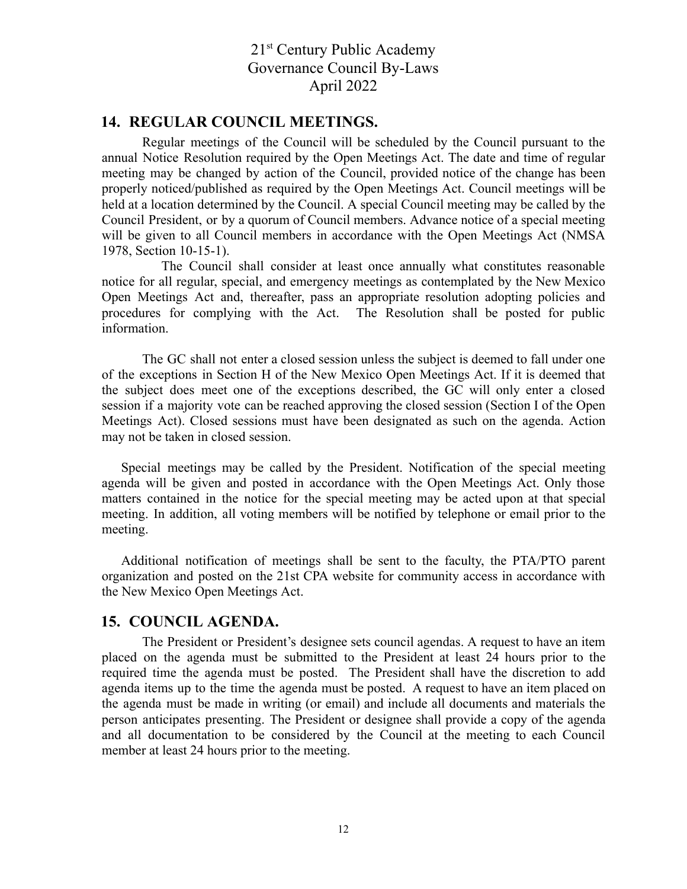## 14. REGULAR COUNCIL MEETINGS.

Regular meetings of the Council will be scheduled by the Council pursuant to the annual Notice Resolution required by the Open Meetings Act. The date and time of regular meeting may be changed by action of the Council, provided notice of the change has been properly noticed/published as required by the Open Meetings Act. Council meetings will be held at a location determined by the Council. A special Council meeting may be called by the Council President, or by a quorum of Council members. Advance notice of a special meeting will be given to all Council members in accordance with the Open Meetings Act (NMSA 1978, Section 10-15-1).

The Council shall consider at least once annually what constitutes reasonable notice for all regular, special, and emergency meetings as contemplated by the New Mexico Open Meetings Act and, thereafter, pass an appropriate resolution adopting policies and procedures for complying with the Act. The Resolution shall be posted for public information.

The GC shall not enter a closed session unless the subject is deemed to fall under one of the exceptions in Section H of the New Mexico Open Meetings Act. If it is deemed that the subject does meet one of the exceptions described, the GC will only enter a closed session if a majority vote can be reached approving the closed session (Section I of the Open Meetings Act). Closed sessions must have been designated as such on the agenda. Action may not be taken in closed session.

Special meetings may be called by the President. Notification of the special meeting agenda will be given and posted in accordance with the Open Meetings Act. Only those matters contained in the notice for the special meeting may be acted upon at that special meeting. In addition, all voting members will be notified by telephone or email prior to the meeting.

Additional notification of meetings shall be sent to the faculty, the PTA/PTO parent organization and posted on the 21st CPA website for community access in accordance with the New Mexico Open Meetings Act.

## 15. COUNCIL AGENDA.

The President or President's designee sets council agendas. A request to have an item placed on the agenda must be submitted to the President at least 24 hours prior to the required time the agenda must be posted. The President shall have the discretion to add agenda items up to the time the agenda must be posted. A request to have an item placed on the agenda must be made in writing (or email) and include all documents and materials the person anticipates presenting. The President or designee shall provide a copy of the agenda and all documentation to be considered by the Council at the meeting to each Council member at least 24 hours prior to the meeting.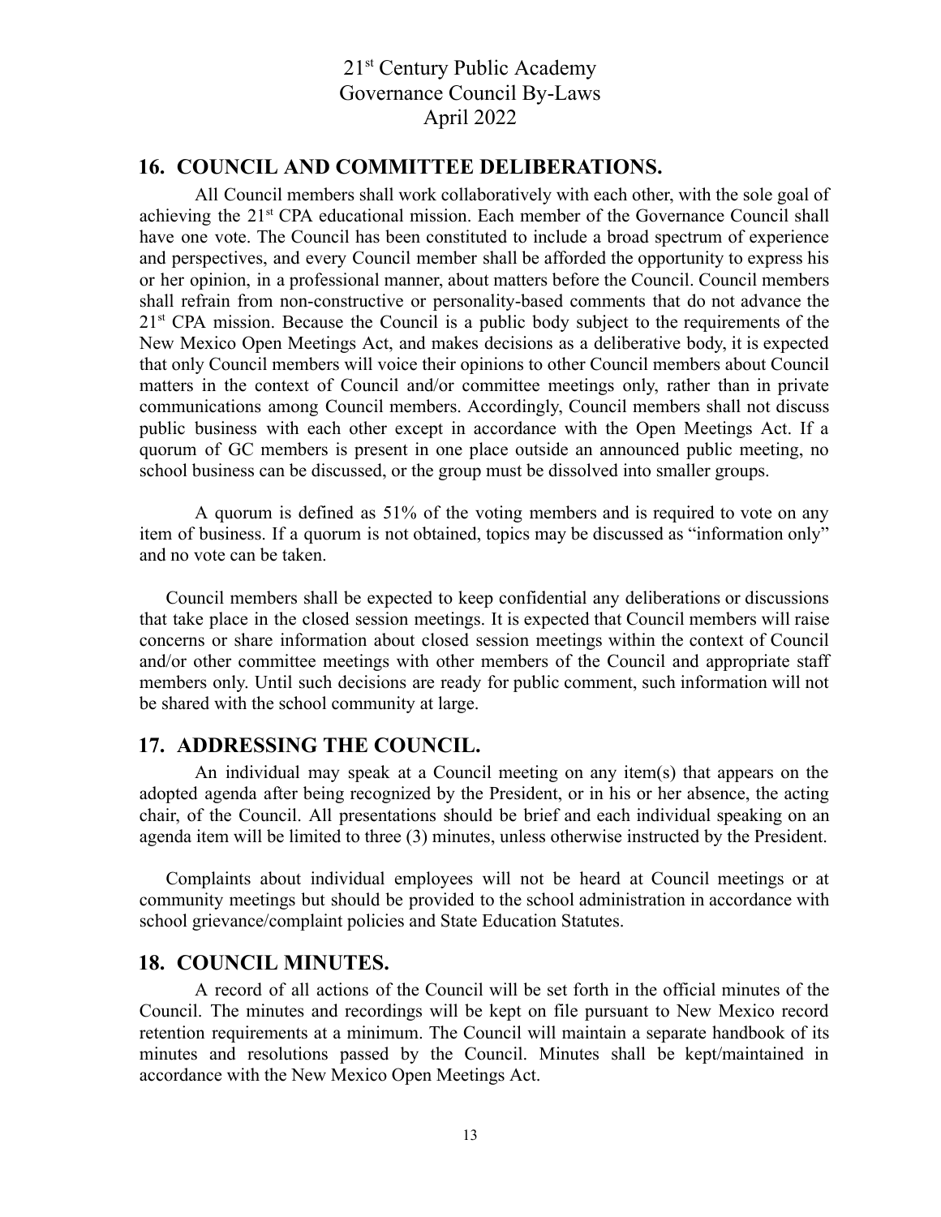## 16. COUNCIL AND COMMITTEE DELIBERATIONS.

All Council members shall work collaboratively with each other, with the sole goal of achieving the 21st CPA educational mission. Each member of the Governance Council shall have one vote. The Council has been constituted to include a broad spectrum of experience and perspectives, and every Council member shall be afforded the opportunity to express his or her opinion, in a professional manner, about matters before the Council. Council members shall refrain from non-constructive or personality-based comments that do not advance the 21st CPA mission. Because the Council is a public body subject to the requirements of the New Mexico Open Meetings Act, and makes decisions as a deliberative body, it is expected that only Council members will voice their opinions to other Council members about Council matters in the context of Council and/or committee meetings only, rather than in private communications among Council members. Accordingly, Council members shall not discuss public business with each other except in accordance with the Open Meetings Act. If a quorum of GC members is present in one place outside an announced public meeting, no school business can be discussed, or the group must be dissolved into smaller groups.

A quorum is defined as 51% of the voting members and is required to vote on any item of business. If a quorum is not obtained, topics may be discussed as "information only" and no vote can be taken.

Council members shall be expected to keep confidential any deliberations or discussions that take place in the closed session meetings. It is expected that Council members will raise concerns or share information about closed session meetings within the context of Council and/or other committee meetings with other members of the Council and appropriate staff members only. Until such decisions are ready for public comment, such information will not be shared with the school community at large.

## 17. ADDRESSING THE COUNCIL.

An individual may speak at a Council meeting on any item(s) that appears on the adopted agenda after being recognized by the President, or in his or her absence, the acting chair, of the Council. All presentations should be brief and each individual speaking on an agenda item will be limited to three (3) minutes, unless otherwise instructed by the President.

Complaints about individual employees will not be heard at Council meetings or at community meetings but should be provided to the school administration in accordance with school grievance/complaint policies and State Education Statutes.

## 18. COUNCIL MINUTES.

A record of all actions of the Council will be set forth in the official minutes of the Council. The minutes and recordings will be kept on file pursuant to New Mexico record retention requirements at a minimum. The Council will maintain a separate handbook of its minutes and resolutions passed by the Council. Minutes shall be kept/maintained in accordance with the New Mexico Open Meetings Act.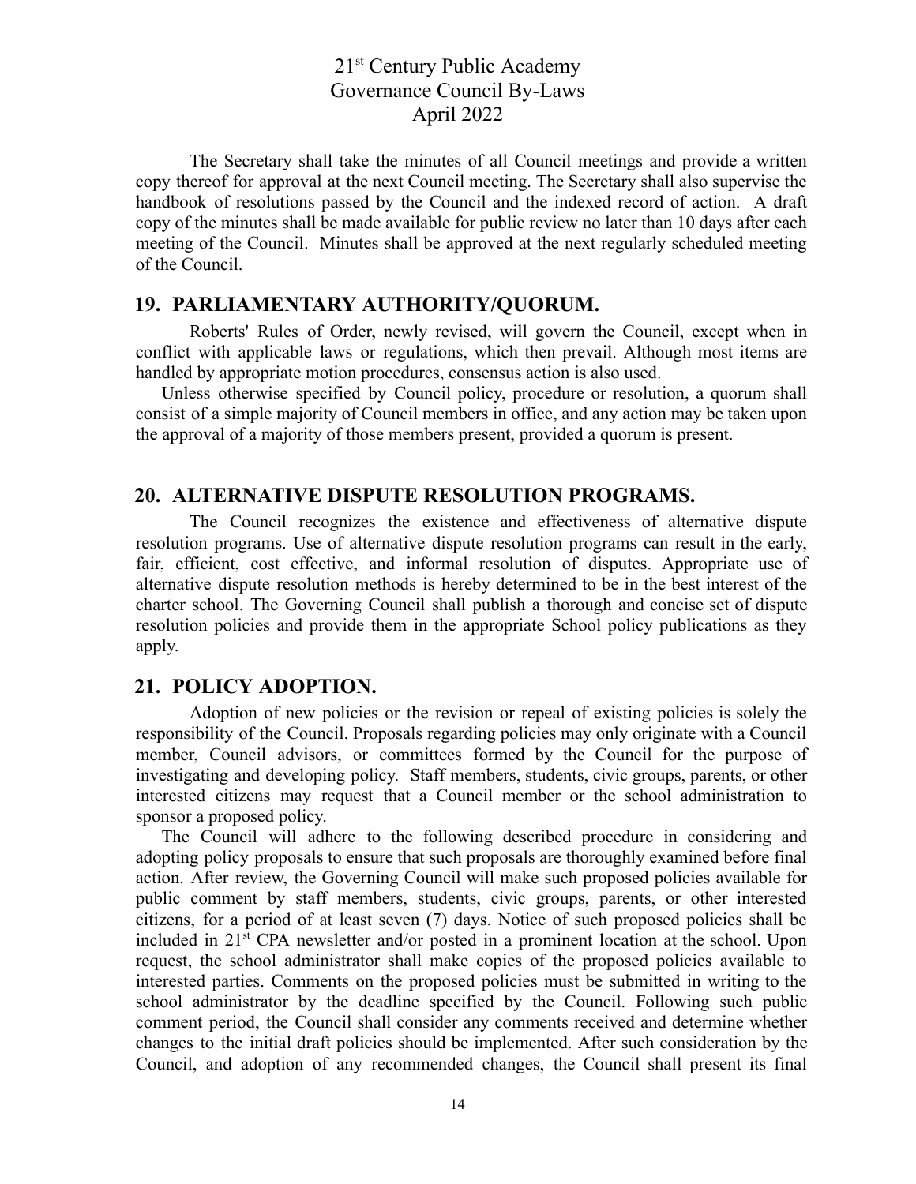The Secretary shall take the minutes of all Council meetings and provide a written copy thereof for approval at the next Council meeting. The Secretary shall also supervise the handbook of resolutions passed by the Council and the indexed record of action. A draft copy of the minutes shall be made available for public review no later than 10 days after each meeting of the Council. Minutes shall be approved at the next regularly scheduled meeting of the Council.

## 19. PARLIAMENTARY AUTHORITY/QUORUM.

Roberts' Rules of Order, newly revised, will govern the Council, except when in conflict with applicable laws or regulations, which then prevail. Although most items are handled by appropriate motion procedures, consensus action is also used.

Unless otherwise specified by Council policy, procedure or resolution, a quorum shall consist of a simple majority of Council members in office, and any action may be taken upon the approval of a majority of those members present, provided a quorum is present.

## 20. ALTERNATIVE DISPUTE RESOLUTION PROGRAMS.

The Council recognizes the existence and effectiveness of alternative dispute resolution programs. Use of alternative dispute resolution programs can result in the early, fair, efficient, cost effective, and informal resolution of disputes. Appropriate use of alternative dispute resolution methods is hereby determined to be in the best interest of the charter school. The Governing Council shall publish a thorough and concise set of dispute resolution policies and provide them in the appropriate School policy publications as they apply.

## 21. POLICY ADOPTION.

Adoption of new policies or the revision or repeal of existing policies is solely the responsibility of the Council. Proposals regarding policies may only originate with a Council member, Council advisors, or committees formed by the Council for the purpose of investigating and developing policy. Staff members, students, civic groups, parents, or other interested citizens may request that a Council member or the school administration to sponsor a proposed policy.

The Council will adhere to the following described procedure in considering and adopting policy proposals to ensure that such proposals are thoroughly examined before final action. After review, the Governing Council will make such proposed policies available for public comment by staff members, students, civic groups, parents, or other interested citizens, for a period of at least seven (7) days. Notice of such proposed policies shall be included in 21st CPA newsletter and/or posted in a prominent location at the school. Upon request, the school administrator shall make copies of the proposed policies available to interested parties. Comments on the proposed policies must be submitted in writing to the school administrator by the deadline specified by the Council. Following such public comment period, the Council shall consider any comments received and determine whether changes to the initial draft policies should be implemented. After such consideration by the Council, and adoption of any recommended changes, the Council shall present its final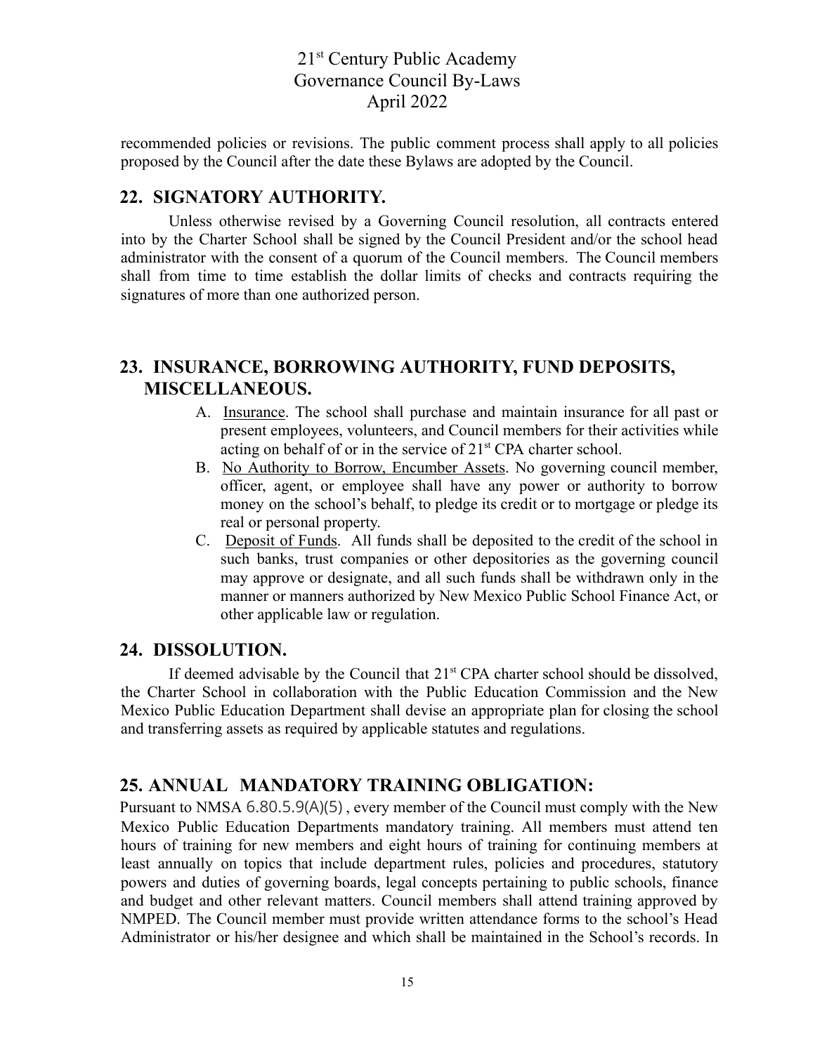recommended policies or revisions. The public comment process shall apply to all policies proposed by the Council after the date these Bylaws are adopted by the Council.

## 22. SIGNATORY AUTHORITY.

Unless otherwise revised by a Governing Council resolution, all contracts entered into by the Charter School shall be signed by the Council President and/or the school head administrator with the consent of a quorum of the Council members. The Council members shall from time to time establish the dollar limits of checks and contracts requiring the signatures of more than one authorized person.

## 23. INSURANCE, BORROWING AUTHORITY, FUND DEPOSITS, MISCELLANEOUS.

A. Insurance. The school shall purchase and maintain insurance for all past or present employees, volunteers, and Council members for their activities while acting on behalf of or in the service of 21st CPA charter school.

B. No Authority to Borrow, Encumber Assets. No governing council member, officer, agent, or employee shall have any power or authority to borrow money on the school's behalf, to pledge its credit or to mortgage or pledge its real or personal property.

C. Deposit of Funds. All funds shall be deposited to the credit of the school in such banks, trust companies or other depositories as the governing council may approve or designate, and all such funds shall be withdrawn only in the manner or manners authorized by New Mexico Public School Finance Act, or other applicable law or regulation.

## 24. DISSOLUTION.

If deemed advisable by the Council that 21st CPA charter school should be dissolved, the Charter School in collaboration with the Public Education Commission and the New Mexico Public Education Department shall devise an appropriate plan for closing the school and transferring assets as required by applicable statutes and regulations.

## 25. ANNUAL MANDATORY TRAINING OBLIGATION:

Pursuant to NMSA 6.80.5.9(A)(5) , every member of the Council must comply with the New Mexico Public Education Departments mandatory training. All members must attend ten hours of training for new members and eight hours of training for continuing members at least annually on topics that include department rules, policies and procedures, statutory powers and duties of governing boards, legal concepts pertaining to public schools, finance and budget and other relevant matters. Council members shall attend training approved by NMPED. The Council member must provide written attendance forms to the school's Head Administrator or his/her designee and which shall be maintained in the School's records. In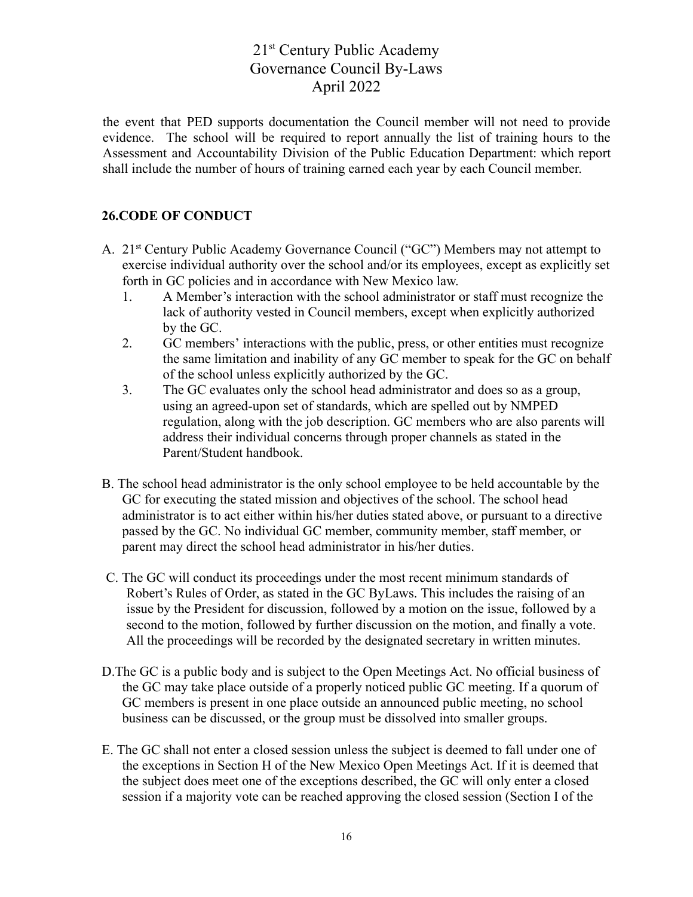the event that PED supports documentation the Council member will not need to provide evidence. The school will be required to report annually the list of training hours to the Assessment and Accountability Division of the Public Education Department: which report shall include the number of hours of training earned each year by each Council member.

## 26.CODE OF CONDUCT

A. 21st Century Public Academy Governance Council ("GC") Members may not attempt to exercise individual authority over the school and/or its employees, except as explicitly set forth in GC policies and in accordance with New Mexico law.

1. A Member's interaction with the school administrator or staff must recognize the lack of authority vested in Council members, except when explicitly authorized by the GC.
2. GC members' interactions with the public, press, or other entities must recognize the same limitation and inability of any GC member to speak for the GC on behalf of the school unless explicitly authorized by the GC.
3. The GC evaluates only the school head administrator and does so as a group, using an agreed-upon set of standards, which are spelled out by NMPED regulation, along with the job description. GC members who are also parents will address their individual concerns through proper channels as stated in the Parent/Student handbook.

B. The school head administrator is the only school employee to be held accountable by the GC for executing the stated mission and objectives of the school. The school head administrator is to act either within his/her duties stated above, or pursuant to a directive passed by the GC. No individual GC member, community member, staff member, or parent may direct the school head administrator in his/her duties.

C. The GC will conduct its proceedings under the most recent minimum standards of Robert's Rules of Order, as stated in the GC ByLaws. This includes the raising of an issue by the President for discussion, followed by a motion on the issue, followed by a second to the motion, followed by further discussion on the motion, and finally a vote. All the proceedings will be recorded by the designated secretary in written minutes.

D.The GC is a public body and is subject to the Open Meetings Act. No official business of the GC may take place outside of a properly noticed public GC meeting. If a quorum of GC members is present in one place outside an announced public meeting, no school business can be discussed, or the group must be dissolved into smaller groups.

E. The GC shall not enter a closed session unless the subject is deemed to fall under one of the exceptions in Section H of the New Mexico Open Meetings Act. If it is deemed that the subject does meet one of the exceptions described, the GC will only enter a closed session if a majority vote can be reached approving the closed session (Section I of the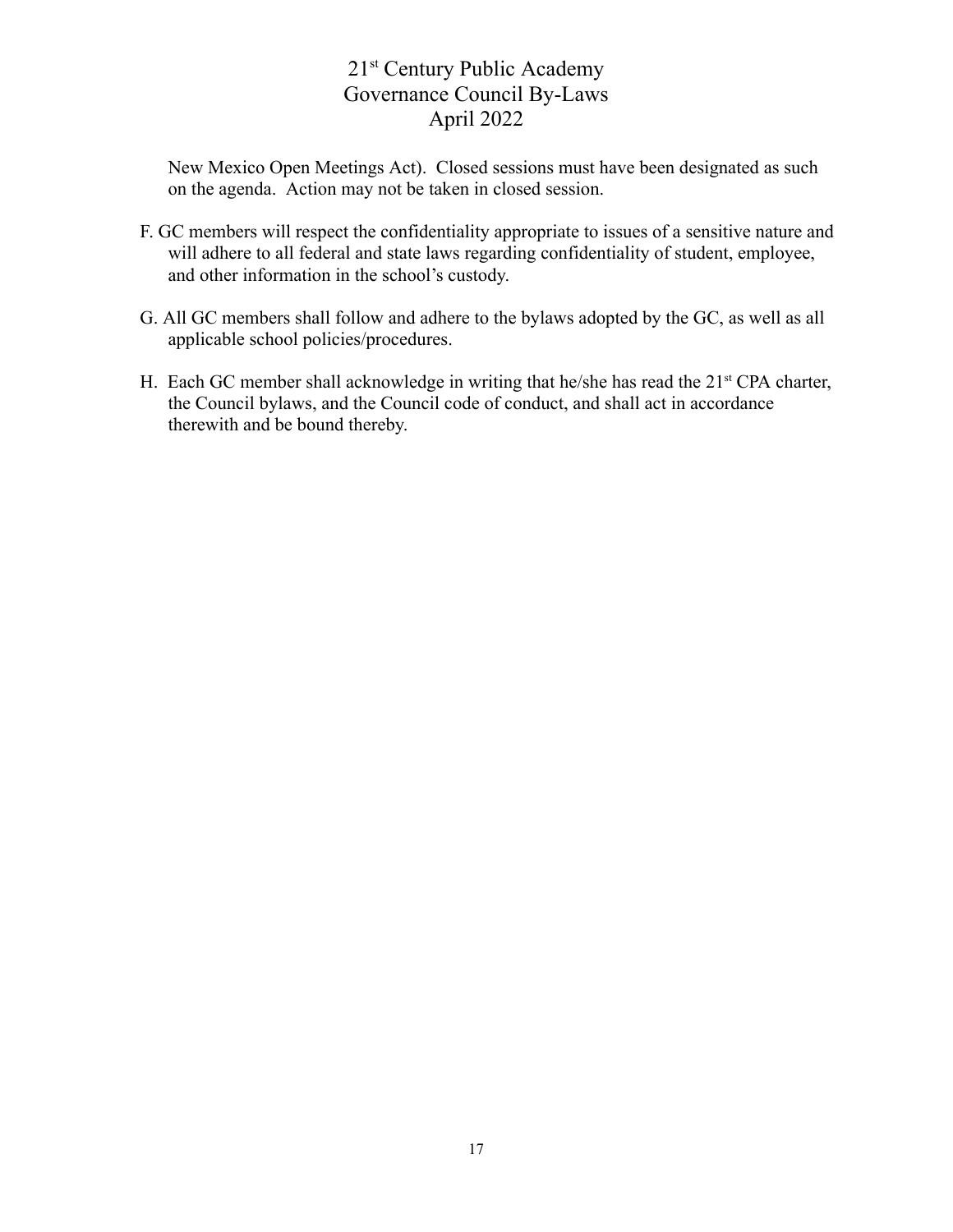New Mexico Open Meetings Act). Closed sessions must have been designated as such on the agenda. Action may not be taken in closed session.

F. GC members will respect the confidentiality appropriate to issues of a sensitive nature and will adhere to all federal and state laws regarding confidentiality of student, employee, and other information in the school's custody.

G. All GC members shall follow and adhere to the bylaws adopted by the GC, as well as all applicable school policies/procedures.

H. Each GC member shall acknowledge in writing that he/she has read the 21st CPA charter, the Council bylaws, and the Council code of conduct, and shall act in accordance therewith and be bound thereby.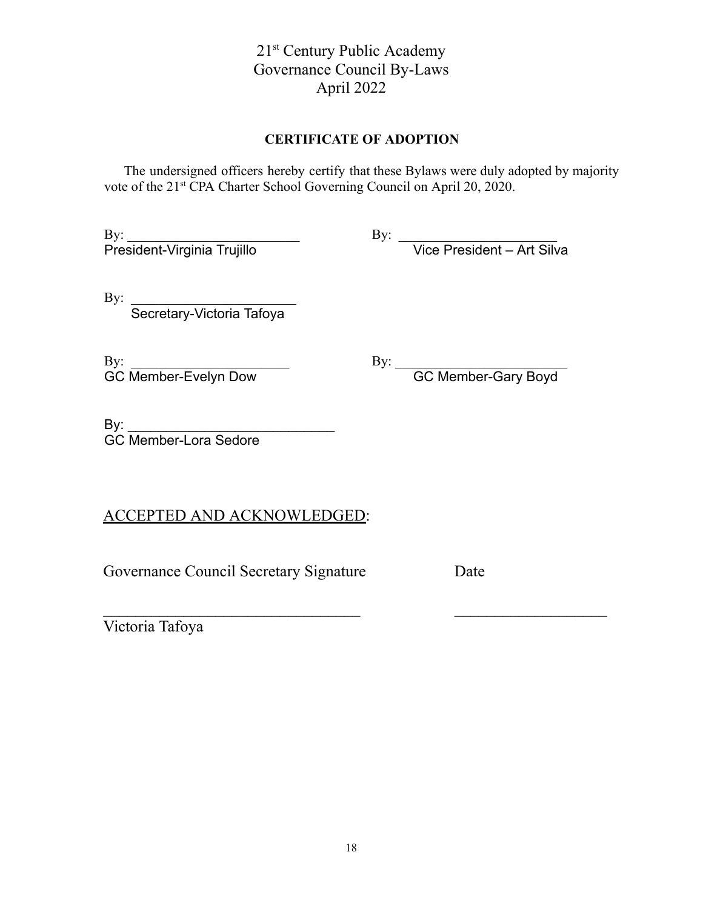21[st] Century Public Academy
Governance Council By-Laws
April 2022

**CERTIFICATE OF ADOPTION**

The undersigned officers hereby certify that these Bylaws were duly adopted by majority vote of the 21[st] CPA Charter School Governing Council on April 20, 2020.

By: ________________________
President-Virginia Trujillo

By: ________________________
Vice President – Art Silva

By: ________________________
Secretary-Victoria Tafoya

By: ________________________
GC Member-Evelyn Dow

By: ________________________
GC Member-Gary Boyd

By: ________________________
GC Member-Lora Sedore

ACCEPTED AND ACKNOWLEDGED:

Governance Council Secretary Signature | Date

__________________________________ | ____________________

Victoria Tafoya